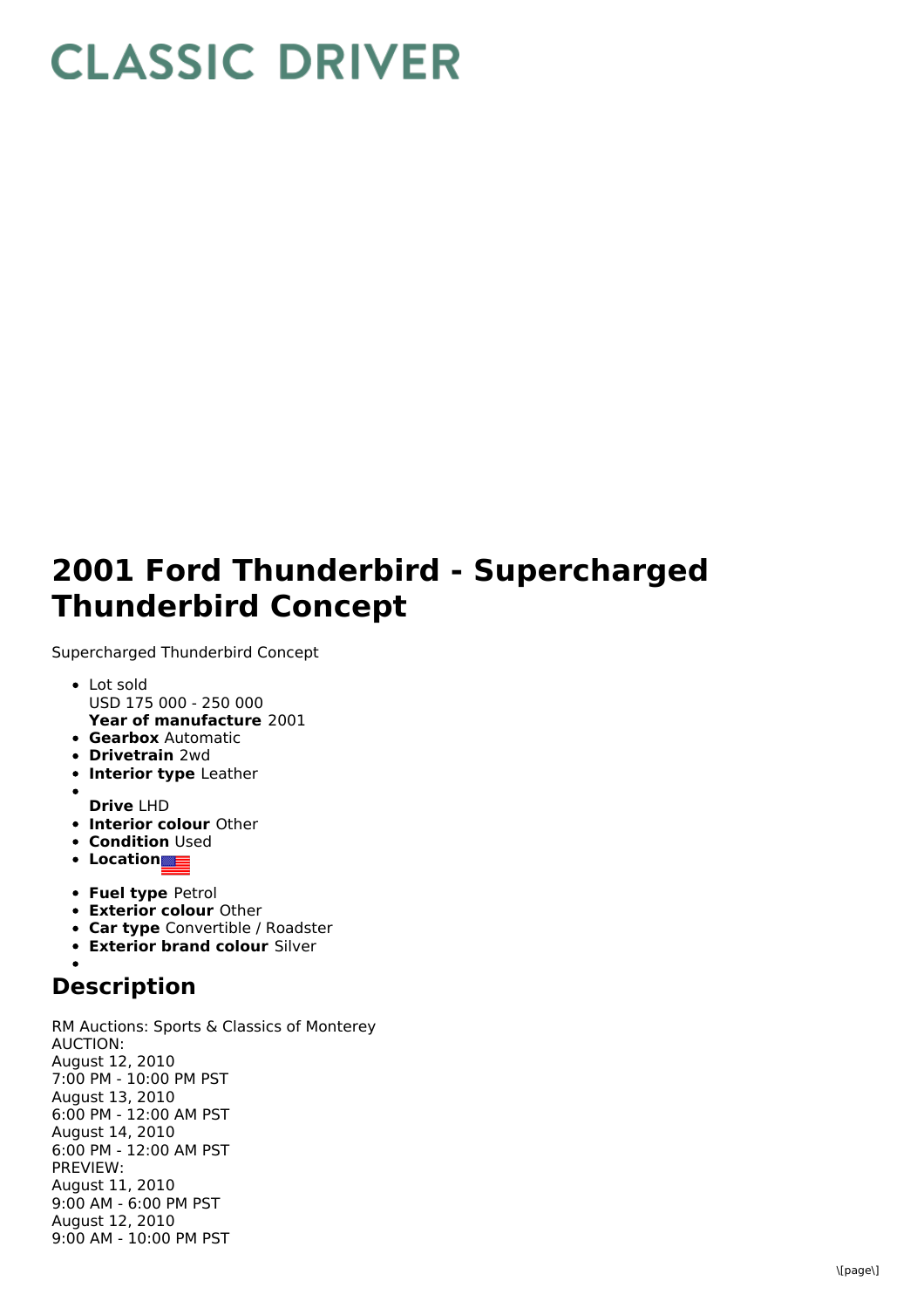# CLASSIC DRIVER

# 2001 Ford Thunderbird - Supercharged Thunderbird Concept

Supercharged Thunderbird Concept

- Lot sold
  USD 175 000 - 250 000
  **Year of manufacture** 2001
- **Gearbox** Automatic
- **Drivetrain** 2wd
- **Interior type** Leather
- 
  **Drive** LHD
- **Interior colour** Other
- **Condition** Used
- **Location**

- **Fuel type** Petrol
- **Exterior colour** Other
- **Car type** Convertible / Roadster
- **Exterior brand colour** Silver
- 

## Description

RM Auctions: Sports & Classics of Monterey
AUCTION:
August 12, 2010
7:00 PM - 10:00 PM PST
August 13, 2010
6:00 PM - 12:00 AM PST
August 14, 2010
6:00 PM - 12:00 AM PST
PREVIEW:
August 11, 2010
9:00 AM - 6:00 PM PST
August 12, 2010
9:00 AM - 10:00 PM PST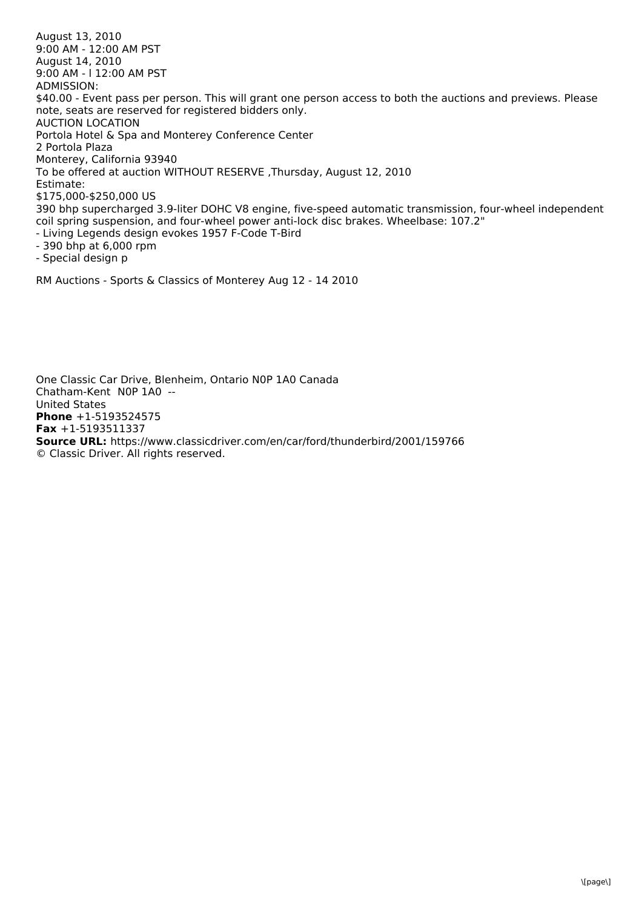August 13, 2010
9:00 AM - 12:00 AM PST
August 14, 2010
9:00 AM - l 12:00 AM PST
ADMISSION:
$40.00 - Event pass per person. This will grant one person access to both the auctions and previews. Please note, seats are reserved for registered bidders only.
AUCTION LOCATION
Portola Hotel & Spa and Monterey Conference Center
2 Portola Plaza
Monterey, California 93940
To be offered at auction WITHOUT RESERVE ,Thursday, August 12, 2010
Estimate:
$175,000-$250,000 US
390 bhp supercharged 3.9-liter DOHC V8 engine, five-speed automatic transmission, four-wheel independent coil spring suspension, and four-wheel power anti-lock disc brakes. Wheelbase: 107.2"

- Living Legends design evokes 1957 F-Code T-Bird
- 390 bhp at 6,000 rpm
- Special design p

RM Auctions - Sports & Classics of Monterey Aug 12 - 14 2010

One Classic Car Drive, Blenheim, Ontario N0P 1A0 Canada
Chatham-Kent N0P 1A0 --
United States
**Phone** +1-5193524575
**Fax** +1-5193511337
**Source URL:** https://www.classicdriver.com/en/car/ford/thunderbird/2001/159766
© Classic Driver. All rights reserved.